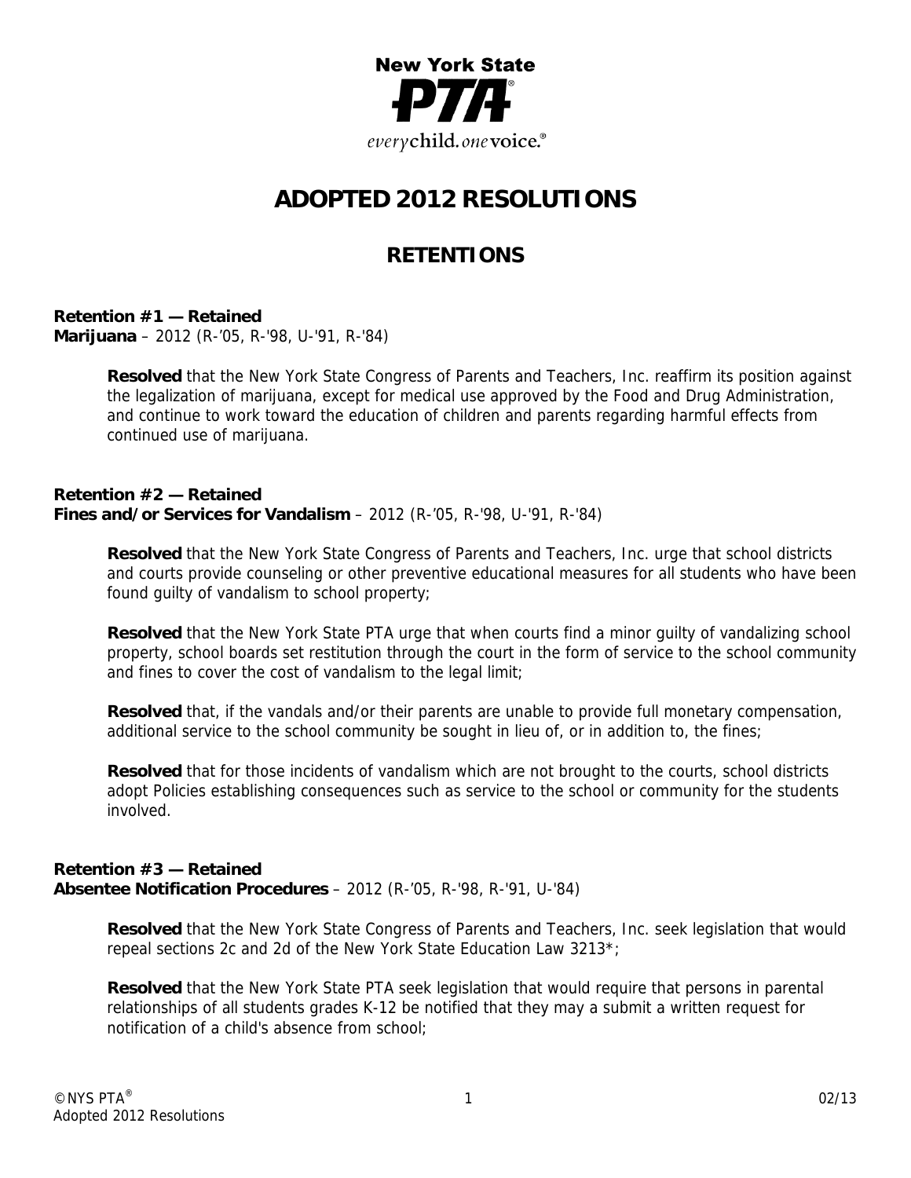New York State PTA
*every* **child.** *one* **voice.**

# ADOPTED 2012 RESOLUTIONS

## RETENTIONS

**Retention #1 — Retained**
**Marijuana** – 2012 (R-'05, R-'98, U-'91, R-'84)

> **Resolved** that the New York State Congress of Parents and Teachers, Inc. reaffirm its position against the legalization of marijuana, except for medical use approved by the Food and Drug Administration, and continue to work toward the education of children and parents regarding harmful effects from continued use of marijuana.

**Retention #2 — Retained**
**Fines and/or Services for Vandalism** – 2012 (R-'05, R-'98, U-'91, R-'84)

> **Resolved** that the New York State Congress of Parents and Teachers, Inc. urge that school districts and courts provide counseling or other preventive educational measures for all students who have been found guilty of vandalism to school property;
>
> **Resolved** that the New York State PTA urge that when courts find a minor guilty of vandalizing school property, school boards set restitution through the court in the form of service to the school community and fines to cover the cost of vandalism to the legal limit;
>
> **Resolved** that, if the vandals and/or their parents are unable to provide full monetary compensation, additional service to the school community be sought in lieu of, or in addition to, the fines;
>
> **Resolved** that for those incidents of vandalism which are not brought to the courts, school districts adopt Policies establishing consequences such as service to the school or community for the students involved.

**Retention #3 — Retained**
**Absentee Notification Procedures** – 2012 (R-'05, R-'98, R-'91, U-'84)

> **Resolved** that the New York State Congress of Parents and Teachers, Inc. seek legislation that would repeal sections 2c and 2d of the New York State Education Law 3213*;
>
> **Resolved** that the New York State PTA seek legislation that would require that persons in parental relationships of all students grades K-12 be notified that they may a submit a written request for notification of a child's absence from school;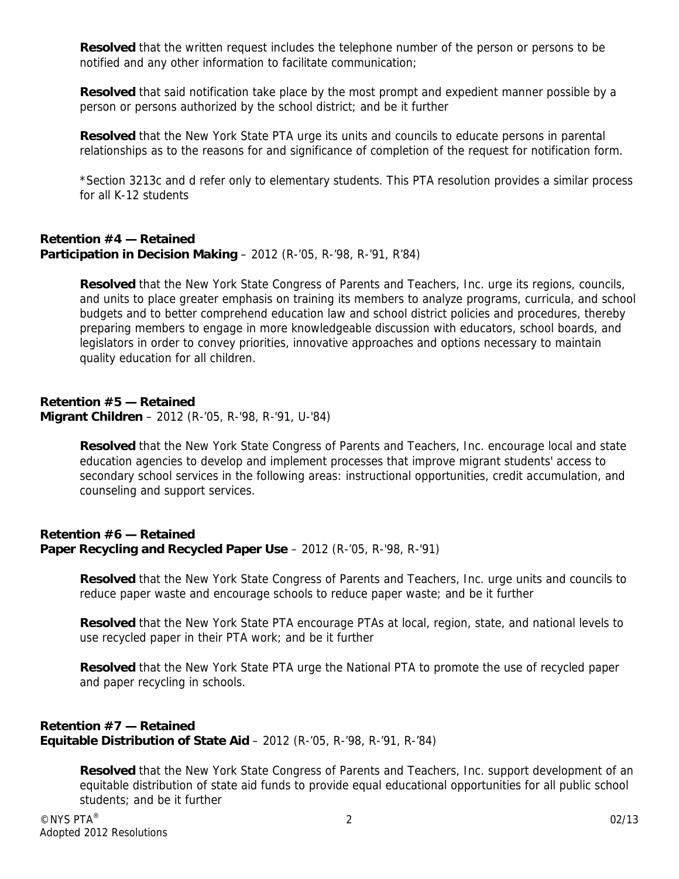**Resolved** that the written request includes the telephone number of the person or persons to be notified and any other information to facilitate communication;

**Resolved** that said notification take place by the most prompt and expedient manner possible by a person or persons authorized by the school district; and be it further

**Resolved** that the New York State PTA urge its units and councils to educate persons in parental relationships as to the reasons for and significance of completion of the request for notification form.

*Section 3213c and d refer only to elementary students. This PTA resolution provides a similar process for all K-12 students

**Retention #4 — Retained**
**Participation in Decision Making** – 2012 (R-'05, R-'98, R-'91, R'84)

**Resolved** that the New York State Congress of Parents and Teachers, Inc. urge its regions, councils, and units to place greater emphasis on training its members to analyze programs, curricula, and school budgets and to better comprehend education law and school district policies and procedures, thereby preparing members to engage in more knowledgeable discussion with educators, school boards, and legislators in order to convey priorities, innovative approaches and options necessary to maintain quality education for all children.

**Retention #5 — Retained**
**Migrant Children** – 2012 (R-'05, R-'98, R-'91, U-'84)

**Resolved** that the New York State Congress of Parents and Teachers, Inc. encourage local and state education agencies to develop and implement processes that improve migrant students' access to secondary school services in the following areas: instructional opportunities, credit accumulation, and counseling and support services.

**Retention #6 — Retained**
**Paper Recycling and Recycled Paper Use** – 2012 (R-'05, R-'98, R-'91)

**Resolved** that the New York State Congress of Parents and Teachers, Inc. urge units and councils to reduce paper waste and encourage schools to reduce paper waste; and be it further

**Resolved** that the New York State PTA encourage PTAs at local, region, state, and national levels to use recycled paper in their PTA work; and be it further

**Resolved** that the New York State PTA urge the National PTA to promote the use of recycled paper and paper recycling in schools.

**Retention #7 — Retained**
**Equitable Distribution of State Aid** – 2012 (R-'05, R-'98, R-'91, R-'84)

**Resolved** that the New York State Congress of Parents and Teachers, Inc. support development of an equitable distribution of state aid funds to provide equal educational opportunities for all public school students; and be it further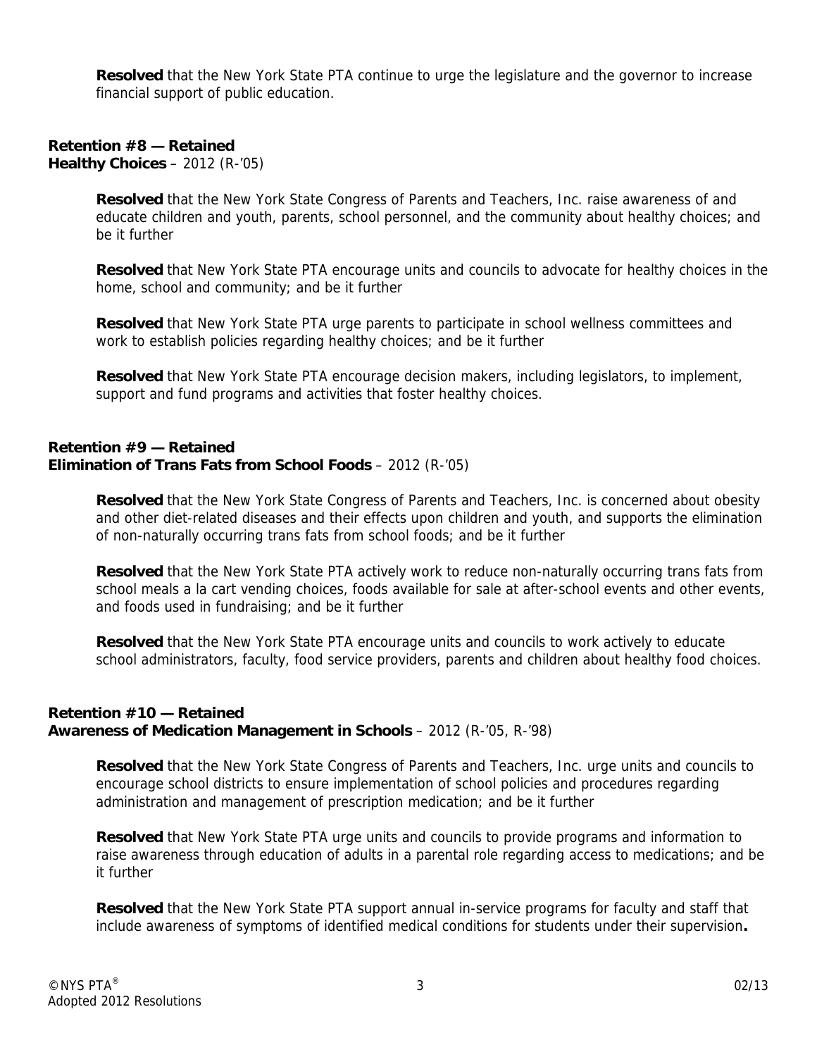**Resolved** that the New York State PTA continue to urge the legislature and the governor to increase financial support of public education.

**Retention #8 — Retained**
**Healthy Choices** – 2012 (R-'05)

**Resolved** that the New York State Congress of Parents and Teachers, Inc. raise awareness of and educate children and youth, parents, school personnel, and the community about healthy choices; and be it further

**Resolved** that New York State PTA encourage units and councils to advocate for healthy choices in the home, school and community; and be it further

**Resolved** that New York State PTA urge parents to participate in school wellness committees and work to establish policies regarding healthy choices; and be it further

**Resolved** that New York State PTA encourage decision makers, including legislators, to implement, support and fund programs and activities that foster healthy choices.

**Retention #9 — Retained**
**Elimination of Trans Fats from School Foods** – 2012 (R-'05)

**Resolved** that the New York State Congress of Parents and Teachers, Inc. is concerned about obesity and other diet-related diseases and their effects upon children and youth, and supports the elimination of non-naturally occurring trans fats from school foods; and be it further

**Resolved** that the New York State PTA actively work to reduce non-naturally occurring trans fats from school meals a la cart vending choices, foods available for sale at after-school events and other events, and foods used in fundraising; and be it further

**Resolved** that the New York State PTA encourage units and councils to work actively to educate school administrators, faculty, food service providers, parents and children about healthy food choices.

**Retention #10 — Retained**
**Awareness of Medication Management in Schools** – 2012 (R-'05, R-'98)

**Resolved** that the New York State Congress of Parents and Teachers, Inc. urge units and councils to encourage school districts to ensure implementation of school policies and procedures regarding administration and management of prescription medication; and be it further

**Resolved** that New York State PTA urge units and councils to provide programs and information to raise awareness through education of adults in a parental role regarding access to medications; and be it further

**Resolved** that the New York State PTA support annual in-service programs for faculty and staff that include awareness of symptoms of identified medical conditions for students under their supervision**.**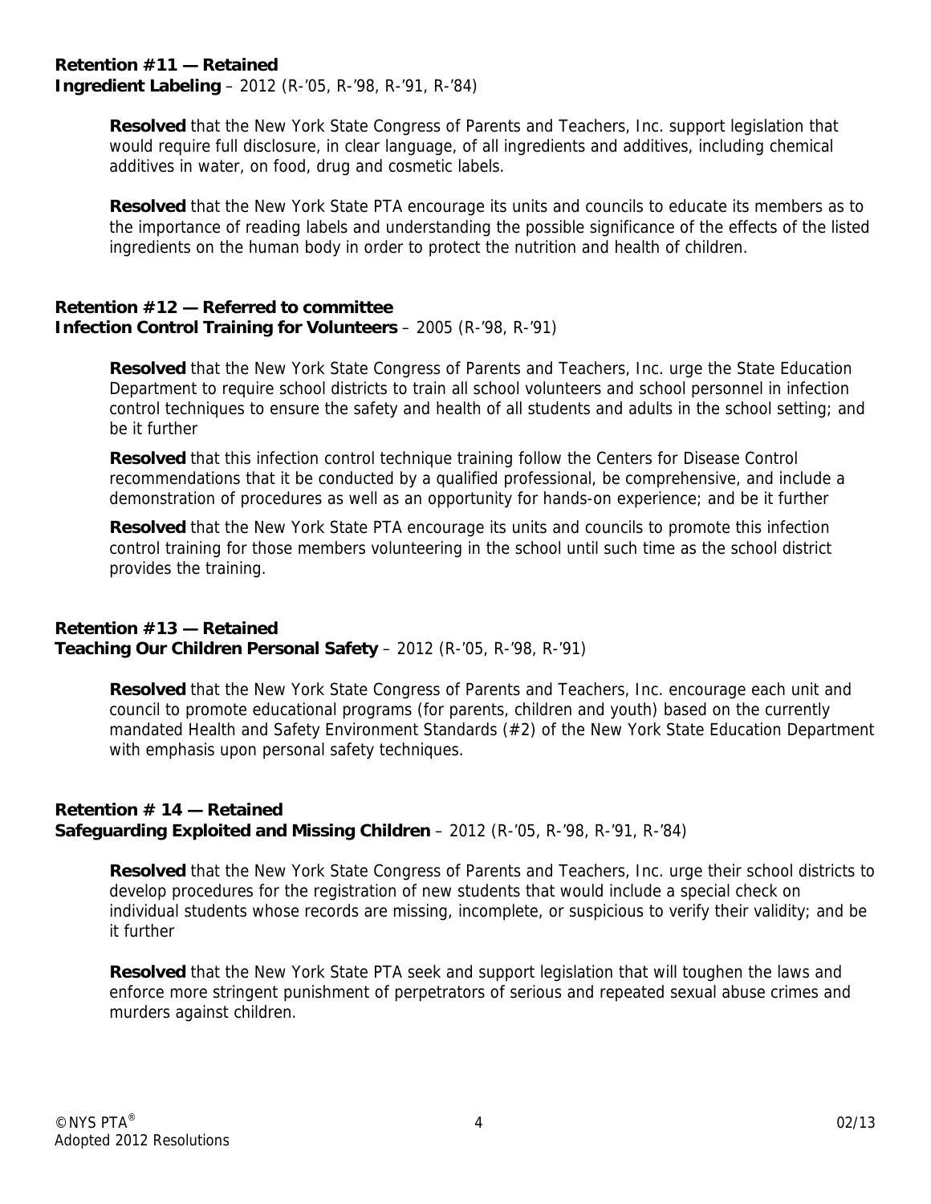**Retention #11 — Retained**
**Ingredient Labeling** – 2012 (R-'05, R-'98, R-'91, R-'84)

> **Resolved** that the New York State Congress of Parents and Teachers, Inc. support legislation that would require full disclosure, in clear language, of all ingredients and additives, including chemical additives in water, on food, drug and cosmetic labels.
>
> **Resolved** that the New York State PTA encourage its units and councils to educate its members as to the importance of reading labels and understanding the possible significance of the effects of the listed ingredients on the human body in order to protect the nutrition and health of children.

**Retention #12 — Referred to committee**
**Infection Control Training for Volunteers** – 2005 (R-'98, R-'91)

> **Resolved** that the New York State Congress of Parents and Teachers, Inc. urge the State Education Department to require school districts to train all school volunteers and school personnel in infection control techniques to ensure the safety and health of all students and adults in the school setting; and be it further
>
> **Resolved** that this infection control technique training follow the Centers for Disease Control recommendations that it be conducted by a qualified professional, be comprehensive, and include a demonstration of procedures as well as an opportunity for hands-on experience; and be it further
>
> **Resolved** that the New York State PTA encourage its units and councils to promote this infection control training for those members volunteering in the school until such time as the school district provides the training.

**Retention #13 — Retained**
**Teaching Our Children Personal Safety** – 2012 (R-'05, R-'98, R-'91)

> **Resolved** that the New York State Congress of Parents and Teachers, Inc. encourage each unit and council to promote educational programs (for parents, children and youth) based on the currently mandated Health and Safety Environment Standards (#2) of the New York State Education Department with emphasis upon personal safety techniques.

**Retention # 14 — Retained**
**Safeguarding Exploited and Missing Children** – 2012 (R-'05, R-'98, R-'91, R-'84)

> **Resolved** that the New York State Congress of Parents and Teachers, Inc. urge their school districts to develop procedures for the registration of new students that would include a special check on individual students whose records are missing, incomplete, or suspicious to verify their validity; and be it further
>
> **Resolved** that the New York State PTA seek and support legislation that will toughen the laws and enforce more stringent punishment of perpetrators of serious and repeated sexual abuse crimes and murders against children.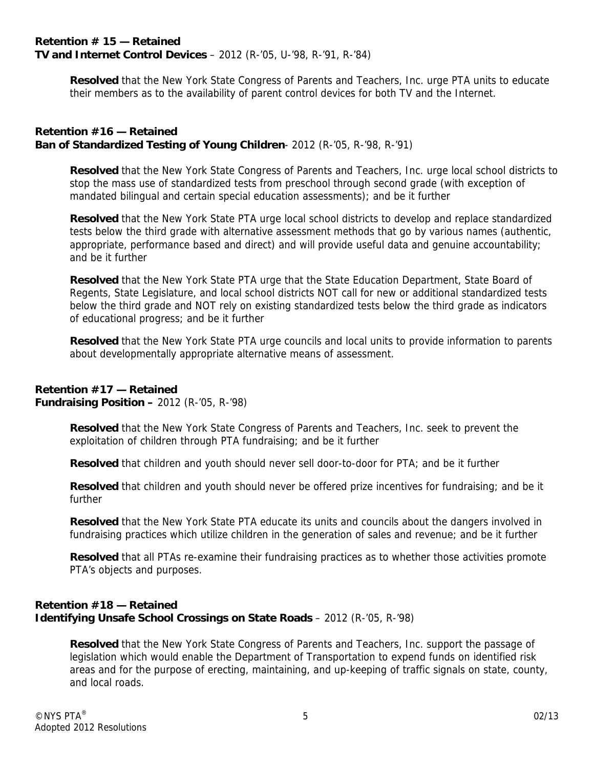**Retention # 15 — Retained**
**TV and Internet Control Devices** – 2012 (R-'05, U-'98, R-'91, R-'84)

> **Resolved** that the New York State Congress of Parents and Teachers, Inc. urge PTA units to educate their members as to the availability of parent control devices for both TV and the Internet.

**Retention #16 — Retained**
**Ban of Standardized Testing of Young Children**- 2012 (R-'05, R-'98, R-'91)

> **Resolved** that the New York State Congress of Parents and Teachers, Inc. urge local school districts to stop the mass use of standardized tests from preschool through second grade (with exception of mandated bilingual and certain special education assessments); and be it further
>
> **Resolved** that the New York State PTA urge local school districts to develop and replace standardized tests below the third grade with alternative assessment methods that go by various names (authentic, appropriate, performance based and direct) and will provide useful data and genuine accountability; and be it further
>
> **Resolved** that the New York State PTA urge that the State Education Department, State Board of Regents, State Legislature, and local school districts NOT call for new or additional standardized tests below the third grade and NOT rely on existing standardized tests below the third grade as indicators of educational progress; and be it further
>
> **Resolved** that the New York State PTA urge councils and local units to provide information to parents about developmentally appropriate alternative means of assessment.

**Retention #17 — Retained**
**Fundraising Position –** 2012 (R-'05, R-'98)

> **Resolved** that the New York State Congress of Parents and Teachers, Inc. seek to prevent the exploitation of children through PTA fundraising; and be it further
>
> **Resolved** that children and youth should never sell door-to-door for PTA; and be it further
>
> **Resolved** that children and youth should never be offered prize incentives for fundraising; and be it further
>
> **Resolved** that the New York State PTA educate its units and councils about the dangers involved in fundraising practices which utilize children in the generation of sales and revenue; and be it further
>
> **Resolved** that all PTAs re-examine their fundraising practices as to whether those activities promote PTA's objects and purposes.

**Retention #18 — Retained**
**Identifying Unsafe School Crossings on State Roads** – 2012 (R-'05, R-'98)

> **Resolved** that the New York State Congress of Parents and Teachers, Inc. support the passage of legislation which would enable the Department of Transportation to expend funds on identified risk areas and for the purpose of erecting, maintaining, and up-keeping of traffic signals on state, county, and local roads.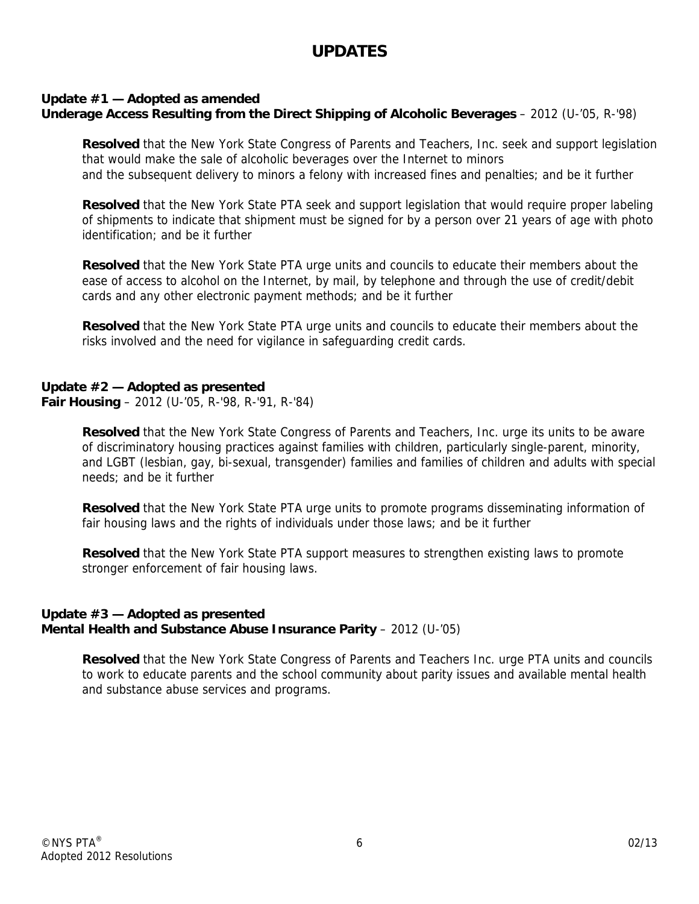# UPDATES

**Update #1 — Adopted as amended**
**Underage Access Resulting from the Direct Shipping of Alcoholic Beverages** – 2012 (U-'05, R-'98)

**Resolved** that the New York State Congress of Parents and Teachers, Inc. seek and support legislation that would make the sale of alcoholic beverages over the Internet to minors and the subsequent delivery to minors a felony with increased fines and penalties; and be it further

**Resolved** that the New York State PTA seek and support legislation that would require proper labeling of shipments to indicate that shipment must be signed for by a person over 21 years of age with photo identification; and be it further

**Resolved** that the New York State PTA urge units and councils to educate their members about the ease of access to alcohol on the Internet, by mail, by telephone and through the use of credit/debit cards and any other electronic payment methods; and be it further

**Resolved** that the New York State PTA urge units and councils to educate their members about the risks involved and the need for vigilance in safeguarding credit cards.

**Update #2 — Adopted as presented**
**Fair Housing** – 2012 (U-'05, R-'98, R-'91, R-'84)

**Resolved** that the New York State Congress of Parents and Teachers, Inc. urge its units to be aware of discriminatory housing practices against families with children, particularly single-parent, minority, and LGBT (lesbian, gay, bi-sexual, transgender) families and families of children and adults with special needs; and be it further

**Resolved** that the New York State PTA urge units to promote programs disseminating information of fair housing laws and the rights of individuals under those laws; and be it further

**Resolved** that the New York State PTA support measures to strengthen existing laws to promote stronger enforcement of fair housing laws.

**Update #3 — Adopted as presented**
**Mental Health and Substance Abuse Insurance Parity** – 2012 (U-'05)

**Resolved** that the New York State Congress of Parents and Teachers Inc. urge PTA units and councils to work to educate parents and the school community about parity issues and available mental health and substance abuse services and programs.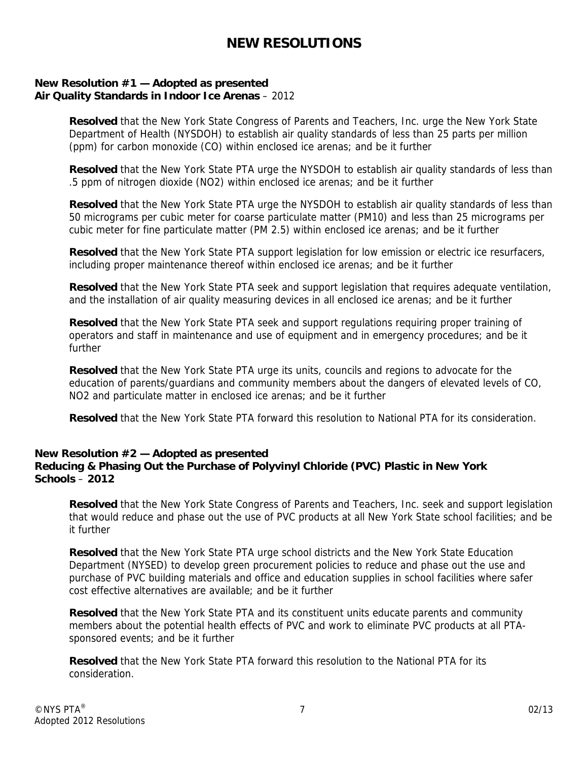# NEW RESOLUTIONS

**New Resolution #1 — Adopted as presented**
**Air Quality Standards in Indoor Ice Arenas** – 2012

**Resolved** that the New York State Congress of Parents and Teachers, Inc. urge the New York State Department of Health (NYSDOH) to establish air quality standards of less than 25 parts per million (ppm) for carbon monoxide (CO) within enclosed ice arenas; and be it further

**Resolved** that the New York State PTA urge the NYSDOH to establish air quality standards of less than .5 ppm of nitrogen dioxide ($NO_2$) within enclosed ice arenas; and be it further

**Resolved** that the New York State PTA urge the NYSDOH to establish air quality standards of less than 50 micrograms per cubic meter for coarse particulate matter ($PM_{10}$) and less than 25 micrograms per cubic meter for fine particulate matter (PM 2.5) within enclosed ice arenas; and be it further

**Resolved** that the New York State PTA support legislation for low emission or electric ice resurfacers, including proper maintenance thereof within enclosed ice arenas; and be it further

**Resolved** that the New York State PTA seek and support legislation that requires adequate ventilation, and the installation of air quality measuring devices in all enclosed ice arenas; and be it further

**Resolved** that the New York State PTA seek and support regulations requiring proper training of operators and staff in maintenance and use of equipment and in emergency procedures; and be it further

**Resolved** that the New York State PTA urge its units, councils and regions to advocate for the education of parents/guardians and community members about the dangers of elevated levels of CO, $NO_2$ and particulate matter in enclosed ice arenas; and be it further

**Resolved** that the New York State PTA forward this resolution to National PTA for its consideration.

**New Resolution #2 — Adopted as presented**
**Reducing & Phasing Out the Purchase of Polyvinyl Chloride (PVC) Plastic in New York Schools** – **2012**

**Resolved** that the New York State Congress of Parents and Teachers, Inc. seek and support legislation that would reduce and phase out the use of PVC products at all New York State school facilities; and be it further

**Resolved** that the New York State PTA urge school districts and the New York State Education Department (NYSED) to develop green procurement policies to reduce and phase out the use and purchase of PVC building materials and office and education supplies in school facilities where safer cost effective alternatives are available; and be it further

**Resolved** that the New York State PTA and its constituent units educate parents and community members about the potential health effects of PVC and work to eliminate PVC products at all PTA-sponsored events; and be it further

**Resolved** that the New York State PTA forward this resolution to the National PTA for its consideration.